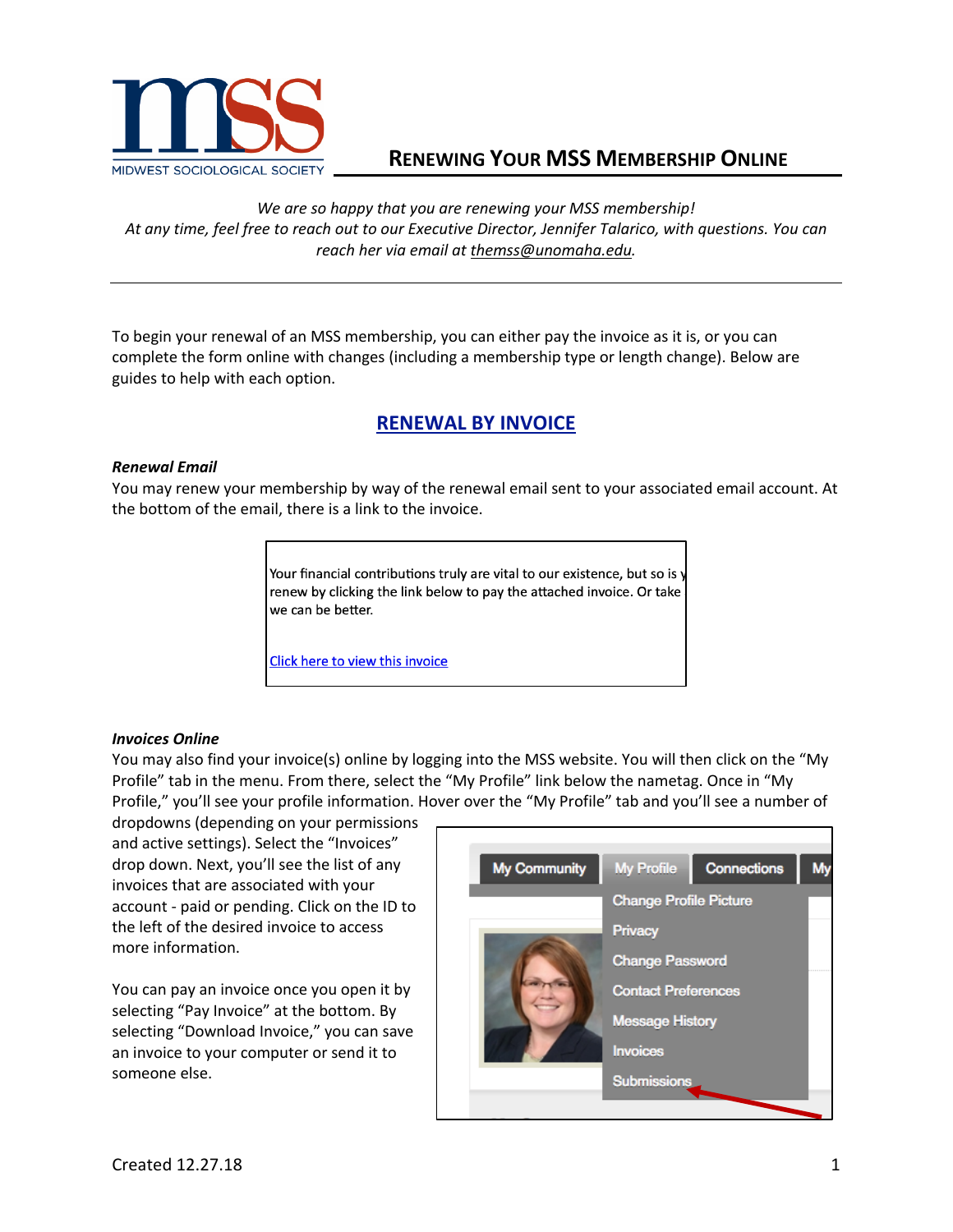# Renewing Your MSS Membership Online

*We are so happy that you are renewing your MSS membership!*
*At any time, feel free to reach out to our Executive Director, Jennifer Talarico, with questions. You can reach her via email at themss@unomaha.edu.*

---

To begin your renewal of an MSS membership, you can either pay the invoice as it is, or you can complete the form online with changes (including a membership type or length change). Below are guides to help with each option.

## RENEWAL BY INVOICE

***Renewal Email***

You may renew your membership by way of the renewal email sent to your associated email account. At the bottom of the email, there is a link to the invoice.

> Your financial contributions truly are vital to our existence, but so is y
> renew by clicking the link below to pay the attached invoice. Or take
> we can be better.
>
> Click here to view this invoice

***Invoices Online***

You may also find your invoice(s) online by logging into the MSS website. You will then click on the "My Profile" tab in the menu. From there, select the "My Profile" link below the nametag. Once in "My Profile," you'll see your profile information. Hover over the "My Profile" tab and you'll see a number of dropdowns (depending on your permissions and active settings). Select the "Invoices" drop down. Next, you'll see the list of any invoices that are associated with your account - paid or pending. Click on the ID to the left of the desired invoice to access more information.

You can pay an invoice once you open it by selecting "Pay Invoice" at the bottom. By selecting "Download Invoice," you can save an invoice to your computer or send it to someone else.

My Community | My Profile | Connections | My

- Change Profile Picture
- Privacy
- Change Password
- Contact Preferences
- Message History
- Invoices
- Submissions

Created 12.27.18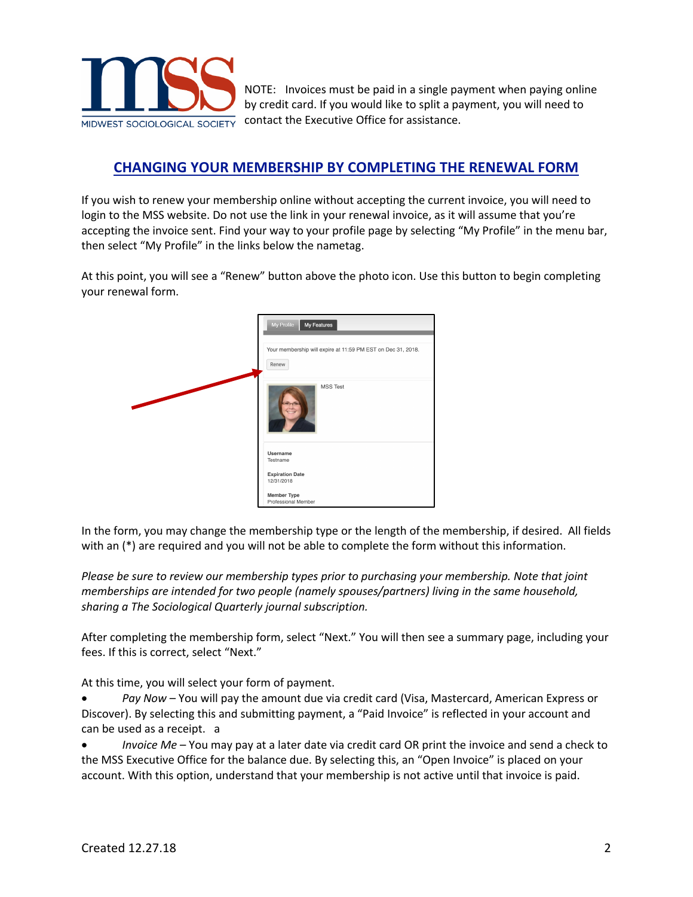NOTE: Invoices must be paid in a single payment when paying online by credit card. If you would like to split a payment, you will need to contact the Executive Office for assistance.

## CHANGING YOUR MEMBERSHIP BY COMPLETING THE RENEWAL FORM

If you wish to renew your membership online without accepting the current invoice, you will need to login to the MSS website. Do not use the link in your renewal invoice, as it will assume that you're accepting the invoice sent. Find your way to your profile page by selecting "My Profile" in the menu bar, then select "My Profile" in the links below the nametag.

At this point, you will see a "Renew" button above the photo icon. Use this button to begin completing your renewal form.

My Profile
My Features

Your membership will expire at 11:59 PM EST on Dec 31, 2018.

Renew

MSS Test

Username
Testname

Expiration Date
12/31/2018

Member Type
Professional Member

In the form, you may change the membership type or the length of the membership, if desired. All fields with an (*) are required and you will not be able to complete the form without this information.

*Please be sure to review our membership types prior to purchasing your membership. Note that joint memberships are intended for two people (namely spouses/partners) living in the same household, sharing a The Sociological Quarterly journal subscription.*

After completing the membership form, select "Next." You will then see a summary page, including your fees. If this is correct, select "Next."

At this time, you will select your form of payment.

- *Pay Now* – You will pay the amount due via credit card (Visa, Mastercard, American Express or Discover). By selecting this and submitting payment, a "Paid Invoice" is reflected in your account and can be used as a receipt. a
- *Invoice Me* – You may pay at a later date via credit card OR print the invoice and send a check to the MSS Executive Office for the balance due. By selecting this, an "Open Invoice" is placed on your account. With this option, understand that your membership is not active until that invoice is paid.

Created 12.27.18